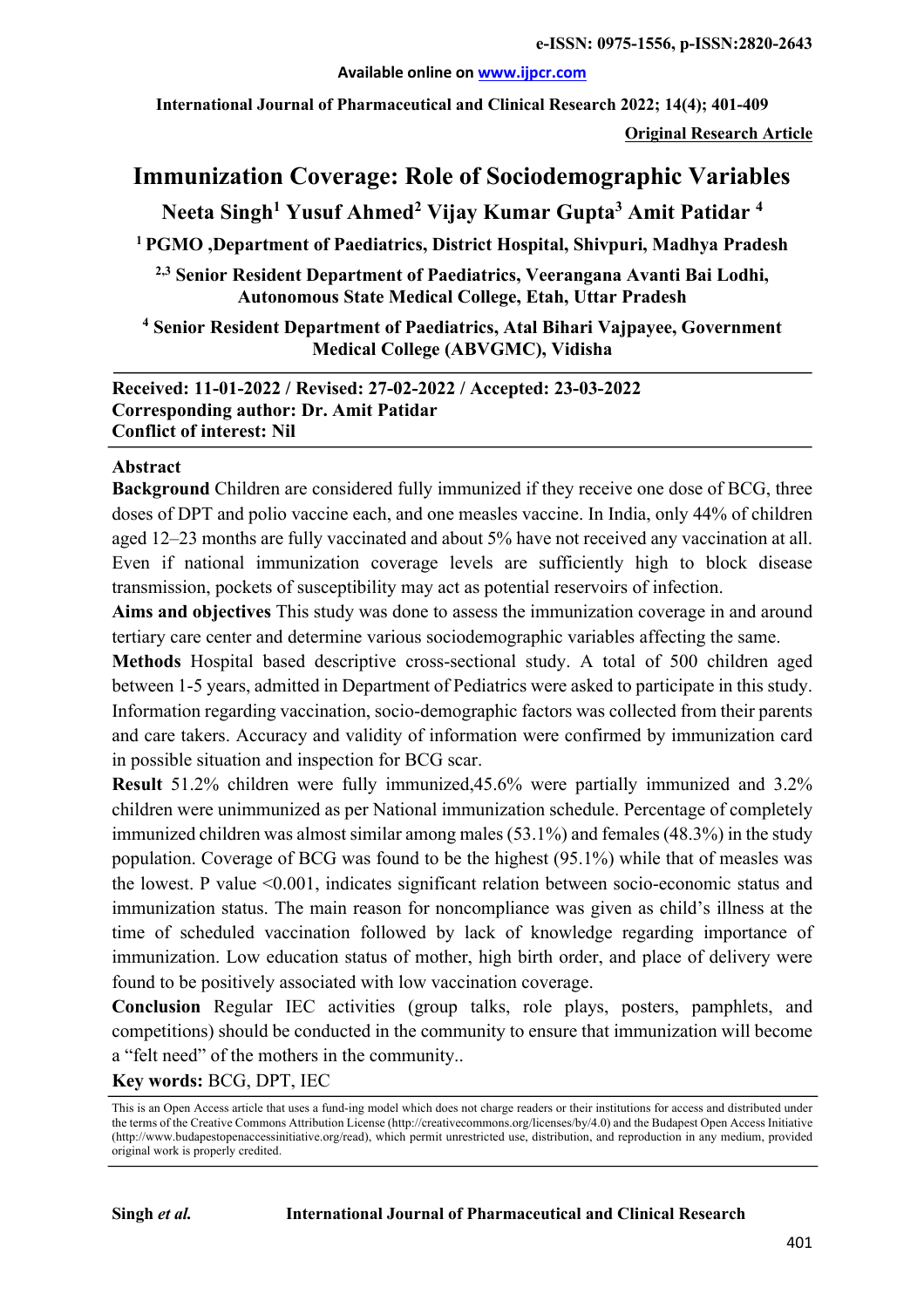Original Research Article

# Immunization Coverage: Role of Sociodemographic Variables

**Neeta Singh[1] Yusuf Ahmed[2] Vijay Kumar Gupta[3] Amit Patidar[4]**

[1] PGMO ,Department of Paediatrics, District Hospital, Shivpuri, Madhya Pradesh

[2,3] Senior Resident Department of Paediatrics, Veerangana Avanti Bai Lodhi, Autonomous State Medical College, Etah, Uttar Pradesh

[4] Senior Resident Department of Paediatrics, Atal Bihari Vajpayee, Government Medical College (ABVGMC), Vidisha

**Received: 11-01-2022 / Revised: 27-02-2022 / Accepted: 23-03-2022**
**Corresponding author: Dr. Amit Patidar**
**Conflict of interest: Nil**

## Abstract

**Background** Children are considered fully immunized if they receive one dose of BCG, three doses of DPT and polio vaccine each, and one measles vaccine. In India, only 44% of children aged 12–23 months are fully vaccinated and about 5% have not received any vaccination at all. Even if national immunization coverage levels are sufficiently high to block disease transmission, pockets of susceptibility may act as potential reservoirs of infection.

**Aims and objectives** This study was done to assess the immunization coverage in and around tertiary care center and determine various sociodemographic variables affecting the same.

**Methods** Hospital based descriptive cross-sectional study. A total of 500 children aged between 1-5 years, admitted in Department of Pediatrics were asked to participate in this study. Information regarding vaccination, socio-demographic factors was collected from their parents and care takers. Accuracy and validity of information were confirmed by immunization card in possible situation and inspection for BCG scar.

**Result** 51.2% children were fully immunized,45.6% were partially immunized and 3.2% children were unimmunized as per National immunization schedule. Percentage of completely immunized children was almost similar among males (53.1%) and females (48.3%) in the study population. Coverage of BCG was found to be the highest (95.1%) while that of measles was the lowest. P value <0.001, indicates significant relation between socio-economic status and immunization status. The main reason for noncompliance was given as child's illness at the time of scheduled vaccination followed by lack of knowledge regarding importance of immunization. Low education status of mother, high birth order, and place of delivery were found to be positively associated with low vaccination coverage.

**Conclusion** Regular IEC activities (group talks, role plays, posters, pamphlets, and competitions) should be conducted in the community to ensure that immunization will become a "felt need" of the mothers in the community..

**Key words:** BCG, DPT, IEC

This is an Open Access article that uses a fund-ing model which does not charge readers or their institutions for access and distributed under the terms of the Creative Commons Attribution License (http://creativecommons.org/licenses/by/4.0) and the Budapest Open Access Initiative (http://www.budapestopenaccessinitiative.org/read), which permit unrestricted use, distribution, and reproduction in any medium, provided original work is properly credited.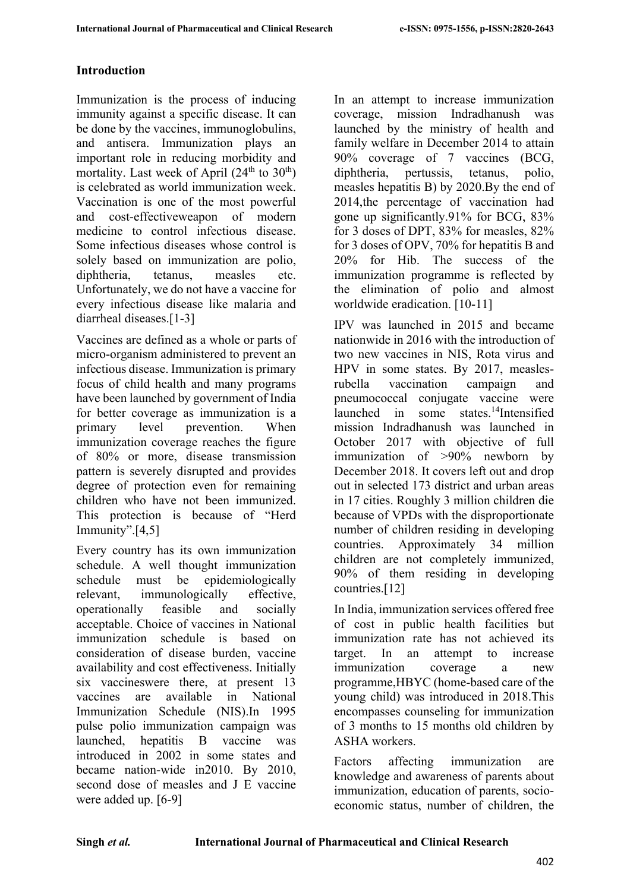## Introduction

Immunization is the process of inducing immunity against a specific disease. It can be done by the vaccines, immunoglobulins, and antisera. Immunization plays an important role in reducing morbidity and mortality. Last week of April ($24^{th}$ to $30^{th}$) is celebrated as world immunization week. Vaccination is one of the most powerful and cost-effectiveweapon of modern medicine to control infectious disease. Some infectious diseases whose control is solely based on immunization are polio, diphtheria, tetanus, measles etc. Unfortunately, we do not have a vaccine for every infectious disease like malaria and diarrheal diseases.[1-3]

Vaccines are defined as a whole or parts of micro-organism administered to prevent an infectious disease. Immunization is primary focus of child health and many programs have been launched by government of India for better coverage as immunization is a primary level prevention. When immunization coverage reaches the figure of 80% or more, disease transmission pattern is severely disrupted and provides degree of protection even for remaining children who have not been immunized. This protection is because of "Herd Immunity".[4,5]

Every country has its own immunization schedule. A well thought immunization schedule must be epidemiologically relevant, immunologically effective, operationally feasible and socially acceptable. Choice of vaccines in National immunization schedule is based on consideration of disease burden, vaccine availability and cost effectiveness. Initially six vaccineswere there, at present 13 vaccines are available in National Immunization Schedule (NIS).In 1995 pulse polio immunization campaign was launched, hepatitis B vaccine was introduced in 2002 in some states and became nation-wide in2010. By 2010, second dose of measles and J E vaccine were added up. [6-9]

In an attempt to increase immunization coverage, mission Indradhanush was launched by the ministry of health and family welfare in December 2014 to attain 90% coverage of 7 vaccines (BCG, diphtheria, pertussis, tetanus, polio, measles hepatitis B) by 2020.By the end of 2014,the percentage of vaccination had gone up significantly.91% for BCG, 83% for 3 doses of DPT, 83% for measles, 82% for 3 doses of OPV, 70% for hepatitis B and 20% for Hib. The success of the immunization programme is reflected by the elimination of polio and almost worldwide eradication. [10-11]

IPV was launched in 2015 and became nationwide in 2016 with the introduction of two new vaccines in NIS, Rota virus and HPV in some states. By 2017, measles-rubella vaccination campaign and pneumococcal conjugate vaccine were launched in some states.[14]Intensified mission Indradhanush was launched in October 2017 with objective of full immunization of >90% newborn by December 2018. It covers left out and drop out in selected 173 district and urban areas in 17 cities. Roughly 3 million children die because of VPDs with the disproportionate number of children residing in developing countries. Approximately 34 million children are not completely immunized, 90% of them residing in developing countries.[12]

In India, immunization services offered free of cost in public health facilities but immunization rate has not achieved its target. In an attempt to increase immunization coverage a new programme,HBYC (home-based care of the young child) was introduced in 2018.This encompasses counseling for immunization of 3 months to 15 months old children by ASHA workers.

Factors affecting immunization are knowledge and awareness of parents about immunization, education of parents, socio-economic status, number of children, the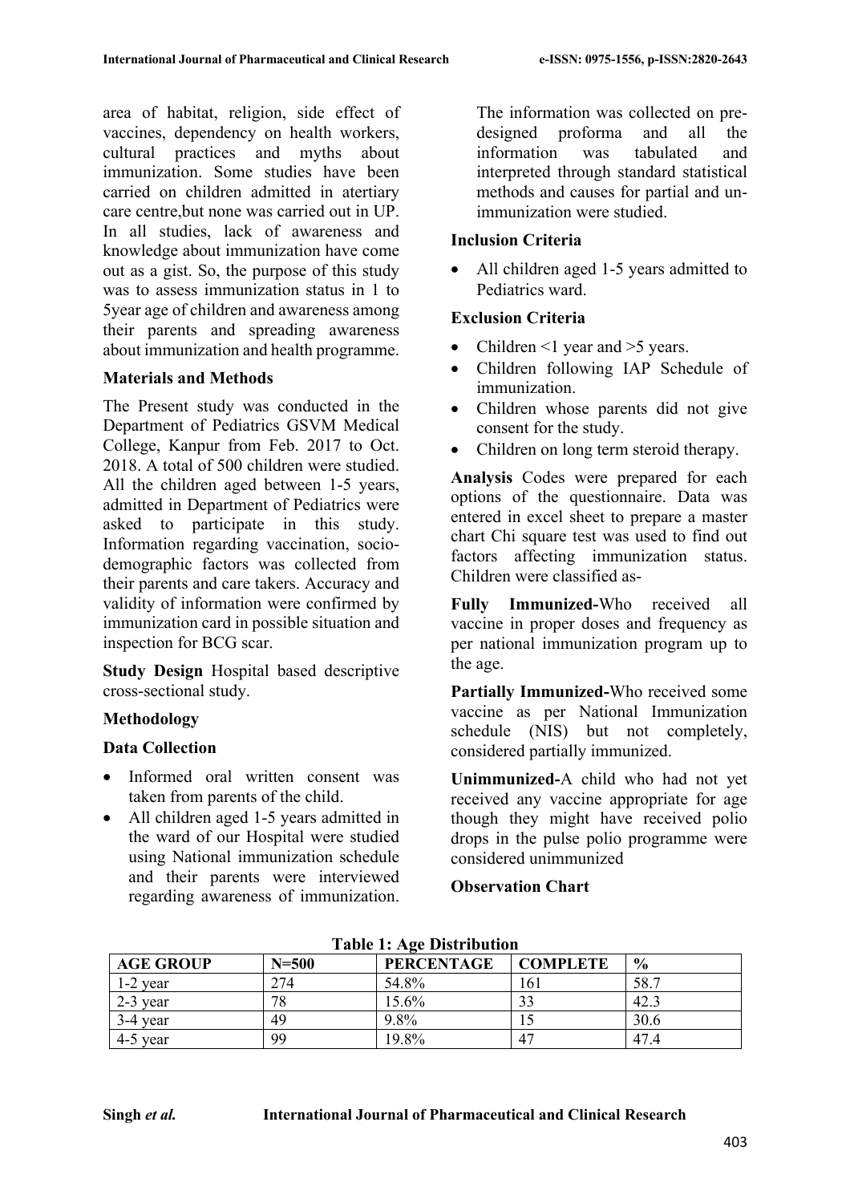area of habitat, religion, side effect of vaccines, dependency on health workers, cultural practices and myths about immunization. Some studies have been carried on children admitted in atertiary care centre,but none was carried out in UP. In all studies, lack of awareness and knowledge about immunization have come out as a gist. So, the purpose of this study was to assess immunization status in 1 to 5year age of children and awareness among their parents and spreading awareness about immunization and health programme.

**Materials and Methods**

The Present study was conducted in the Department of Pediatrics GSVM Medical College, Kanpur from Feb. 2017 to Oct. 2018. A total of 500 children were studied. All the children aged between 1-5 years, admitted in Department of Pediatrics were asked to participate in this study. Information regarding vaccination, socio-demographic factors was collected from their parents and care takers. Accuracy and validity of information were confirmed by immunization card in possible situation and inspection for BCG scar.

**Study Design** Hospital based descriptive cross-sectional study.

**Methodology**

**Data Collection**

- Informed oral written consent was taken from parents of the child.
- All children aged 1-5 years admitted in the ward of our Hospital were studied using National immunization schedule and their parents were interviewed regarding awareness of immunization. The information was collected on pre-designed proforma and all the information was tabulated and interpreted through standard statistical methods and causes for partial and un-immunization were studied.

**Inclusion Criteria**

- All children aged 1-5 years admitted to Pediatrics ward.

**Exclusion Criteria**

- Children <1 year and >5 years.
- Children following IAP Schedule of immunization.
- Children whose parents did not give consent for the study.
- Children on long term steroid therapy.

**Analysis** Codes were prepared for each options of the questionnaire. Data was entered in excel sheet to prepare a master chart Chi square test was used to find out factors affecting immunization status. Children were classified as-

**Fully Immunized-**Who received all vaccine in proper doses and frequency as per national immunization program up to the age.

**Partially Immunized-**Who received some vaccine as per National Immunization schedule (NIS) but not completely, considered partially immunized.

**Unimmunized-**A child who had not yet received any vaccine appropriate for age though they might have received polio drops in the pulse polio programme were considered unimmunized

**Observation Chart**

**Table 1: Age Distribution**

| AGE GROUP | N=500 | PERCENTAGE | COMPLETE | % |
|---|---|---|---|---|
| 1-2 year | 274 | 54.8% | 161 | 58.7 |
| 2-3 year | 78 | 15.6% | 33 | 42.3 |
| 3-4 year | 49 | 9.8% | 15 | 30.6 |
| 4-5 year | 99 | 19.8% | 47 | 47.4 |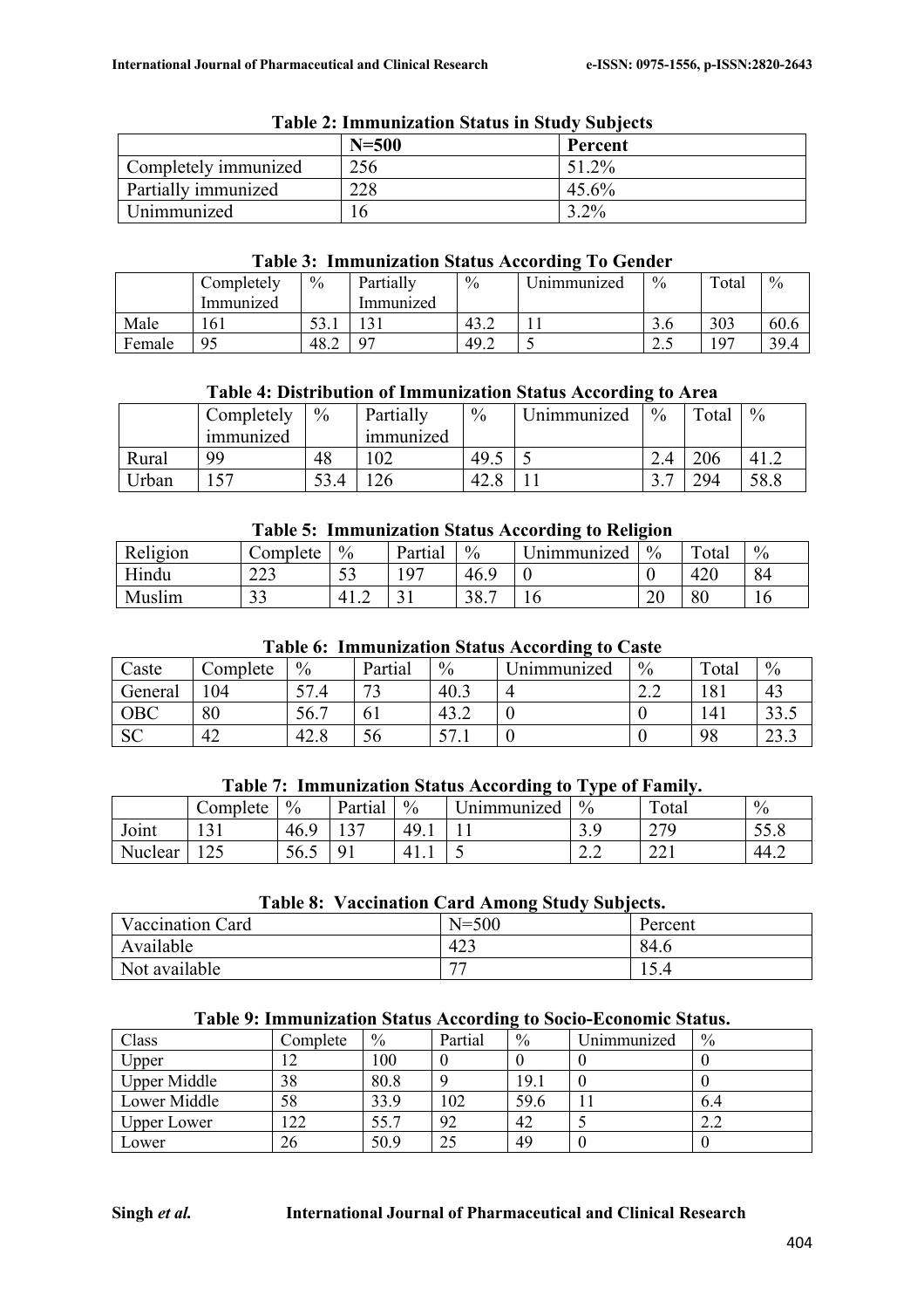**Table 2: Immunization Status in Study Subjects**

| | N=500 | Percent |
|---|---|---|
| Completely immunized | 256 | 51.2% |
| Partially immunized | 228 | 45.6% |
| Unimmunized | 16 | 3.2% |

**Table 3: Immunization Status According To Gender**

| | Completely Immunized | % | Partially Immunized | % | Unimmunized | % | Total | % |
|---|---|---|---|---|---|---|---|---|
| Male | 161 | 53.1 | 131 | 43.2 | 11 | 3.6 | 303 | 60.6 |
| Female | 95 | 48.2 | 97 | 49.2 | 5 | 2.5 | 197 | 39.4 |

**Table 4: Distribution of Immunization Status According to Area**

| | Completely immunized | % | Partially immunized | % | Unimmunized | % | Total | % |
|---|---|---|---|---|---|---|---|---|
| Rural | 99 | 48 | 102 | 49.5 | 5 | 2.4 | 206 | 41.2 |
| Urban | 157 | 53.4 | 126 | 42.8 | 11 | 3.7 | 294 | 58.8 |

**Table 5: Immunization Status According to Religion**

| Religion | Complete | % | Partial | % | Unimmunized | % | Total | % |
|---|---|---|---|---|---|---|---|---|
| Hindu | 223 | 53 | 197 | 46.9 | 0 | 0 | 420 | 84 |
| Muslim | 33 | 41.2 | 31 | 38.7 | 16 | 20 | 80 | 16 |

**Table 6: Immunization Status According to Caste**

| Caste | Complete | % | Partial | % | Unimmunized | % | Total | % |
|---|---|---|---|---|---|---|---|---|
| General | 104 | 57.4 | 73 | 40.3 | 4 | 2.2 | 181 | 43 |
| OBC | 80 | 56.7 | 61 | 43.2 | 0 | 0 | 141 | 33.5 |
| SC | 42 | 42.8 | 56 | 57.1 | 0 | 0 | 98 | 23.3 |

**Table 7: Immunization Status According to Type of Family.**

| | Complete | % | Partial | % | Unimmunized | % | Total | % |
|---|---|---|---|---|---|---|---|---|
| Joint | 131 | 46.9 | 137 | 49.1 | 11 | 3.9 | 279 | 55.8 |
| Nuclear | 125 | 56.5 | 91 | 41.1 | 5 | 2.2 | 221 | 44.2 |

**Table 8: Vaccination Card Among Study Subjects.**

| Vaccination Card | N=500 | Percent |
|---|---|---|
| Available | 423 | 84.6 |
| Not available | 77 | 15.4 |

**Table 9: Immunization Status According to Socio-Economic Status.**

| Class | Complete | % | Partial | % | Unimmunized | % |
|---|---|---|---|---|---|---|
| Upper | 12 | 100 | 0 | 0 | 0 | 0 |
| Upper Middle | 38 | 80.8 | 9 | 19.1 | 0 | 0 |
| Lower Middle | 58 | 33.9 | 102 | 59.6 | 11 | 6.4 |
| Upper Lower | 122 | 55.7 | 92 | 42 | 5 | 2.2 |
| Lower | 26 | 50.9 | 25 | 49 | 0 | 0 |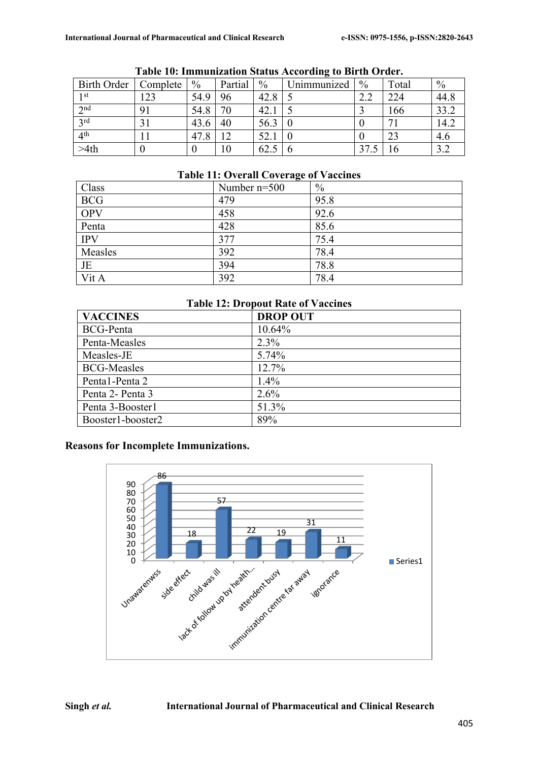**Table 10: Immunization Status According to Birth Order.**

| Birth Order | Complete | % | Partial | % | Unimmunized | % | Total | % |
|---|---|---|---|---|---|---|---|---|
| 1st | 123 | 54.9 | 96 | 42.8 | 5 | 2.2 | 224 | 44.8 |
| 2nd | 91 | 54.8 | 70 | 42.1 | 5 | 3 | 166 | 33.2 |
| 3rd | 31 | 43.6 | 40 | 56.3 | 0 | 0 | 71 | 14.2 |
| 4th | 11 | 47.8 | 12 | 52.1 | 0 | 0 | 23 | 4.6 |
| >4th | 0 | 0 | 10 | 62.5 | 6 | 37.5 | 16 | 3.2 |

**Table 11: Overall Coverage of Vaccines**

| Class | Number n=500 | % |
|---|---|---|
| BCG | 479 | 95.8 |
| OPV | 458 | 92.6 |
| Penta | 428 | 85.6 |
| IPV | 377 | 75.4 |
| Measles | 392 | 78.4 |
| JE | 394 | 78.8 |
| Vit A | 392 | 78.4 |

**Table 12: Dropout Rate of Vaccines**

| VACCINES | DROP OUT |
|---|---|
| BCG-Penta | 10.64% |
| Penta-Measles | 2.3% |
| Measles-JE | 5.74% |
| BCG-Measles | 12.7% |
| Penta1-Penta 2 | 1.4% |
| Penta 2- Penta 3 | 2.6% |
| Penta 3-Booster1 | 51.3% |
| Booster1-booster2 | 89% |

**Reasons for Incomplete Immunizations.**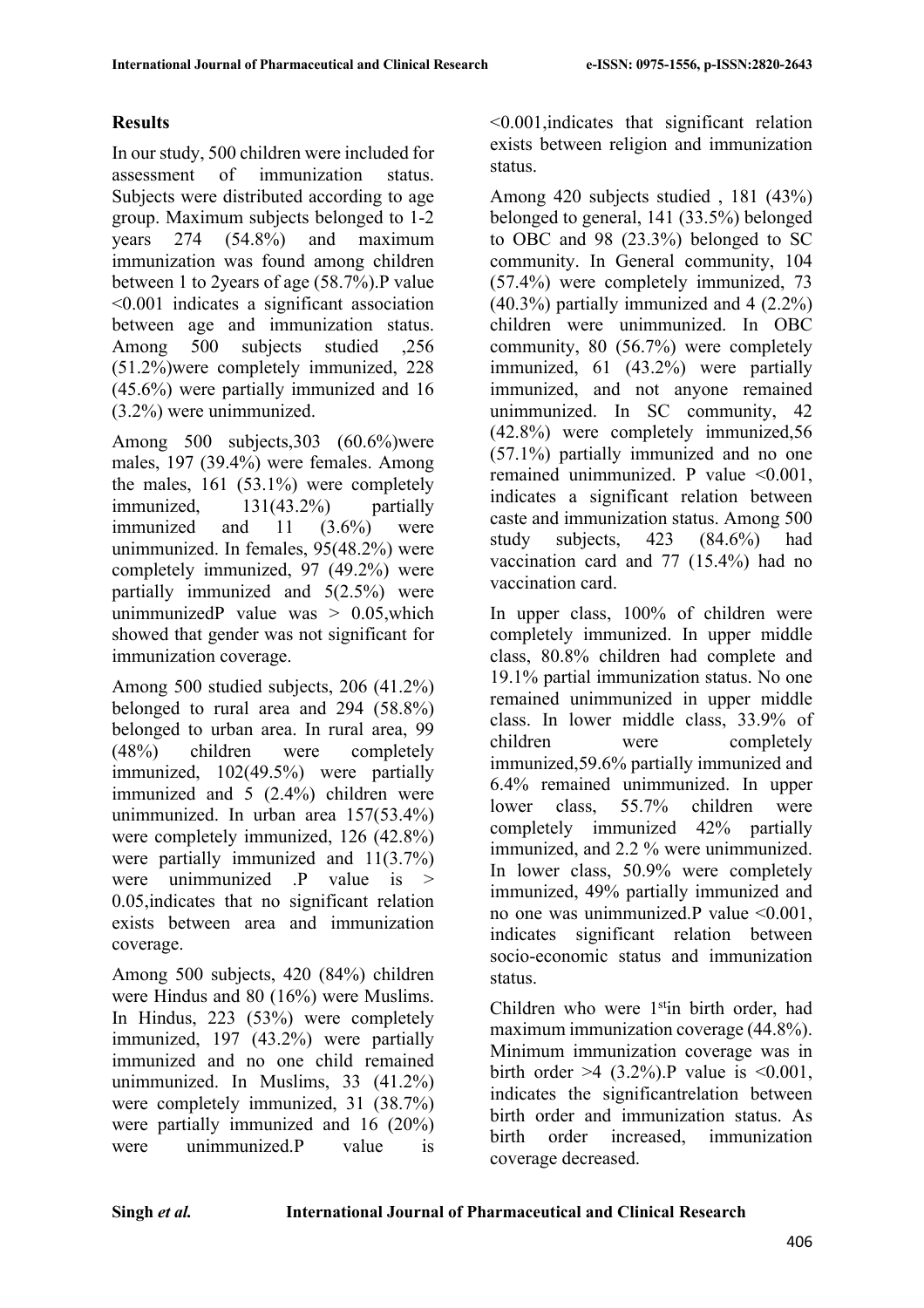## Results

In our study, 500 children were included for assessment of immunization status. Subjects were distributed according to age group. Maximum subjects belonged to 1-2 years 274 (54.8%) and maximum immunization was found among children between 1 to 2years of age (58.7%).P value <0.001 indicates a significant association between age and immunization status. Among 500 subjects studied ,256 (51.2%)were completely immunized, 228 (45.6%) were partially immunized and 16 (3.2%) were unimmunized.

Among 500 subjects,303 (60.6%)were males, 197 (39.4%) were females. Among the males, 161 (53.1%) were completely immunized, 131(43.2%) partially immunized and 11 (3.6%) were unimmunized. In females, 95(48.2%) were completely immunized, 97 (49.2%) were partially immunized and 5(2.5%) were unimmunizedP value was > 0.05,which showed that gender was not significant for immunization coverage.

Among 500 studied subjects, 206 (41.2%) belonged to rural area and 294 (58.8%) belonged to urban area. In rural area, 99 (48%) children were completely immunized, 102(49.5%) were partially immunized and 5 (2.4%) children were unimmunized. In urban area 157(53.4%) were completely immunized, 126 (42.8%) were partially immunized and 11(3.7%) were unimmunized .P value is > 0.05,indicates that no significant relation exists between area and immunization coverage.

Among 500 subjects, 420 (84%) children were Hindus and 80 (16%) were Muslims. In Hindus, 223 (53%) were completely immunized, 197 (43.2%) were partially immunized and no one child remained unimmunized. In Muslims, 33 (41.2%) were completely immunized, 31 (38.7%) were partially immunized and 16 (20%) were unimmunized.P value is <0.001,indicates that significant relation exists between religion and immunization status.

Among 420 subjects studied , 181 (43%) belonged to general, 141 (33.5%) belonged to OBC and 98 (23.3%) belonged to SC community. In General community, 104 (57.4%) were completely immunized, 73 (40.3%) partially immunized and 4 (2.2%) children were unimmunized. In OBC community, 80 (56.7%) were completely immunized, 61 (43.2%) were partially immunized, and not anyone remained unimmunized. In SC community, 42 (42.8%) were completely immunized,56 (57.1%) partially immunized and no one remained unimmunized. P value <0.001, indicates a significant relation between caste and immunization status. Among 500 study subjects, 423 (84.6%) had vaccination card and 77 (15.4%) had no vaccination card.

In upper class, 100% of children were completely immunized. In upper middle class, 80.8% children had complete and 19.1% partial immunization status. No one remained unimmunized in upper middle class. In lower middle class, 33.9% of children were completely immunized,59.6% partially immunized and 6.4% remained unimmunized. In upper lower class, 55.7% children were completely immunized 42% partially immunized, and 2.2 % were unimmunized. In lower class, 50.9% were completely immunized, 49% partially immunized and no one was unimmunized.P value <0.001, indicates significant relation between socio-economic status and immunization status.

Children who were 1st in birth order, had maximum immunization coverage (44.8%). Minimum immunization coverage was in birth order >4 (3.2%).P value is <0.001, indicates the significantrelation between birth order and immunization status. As birth order increased, immunization coverage decreased.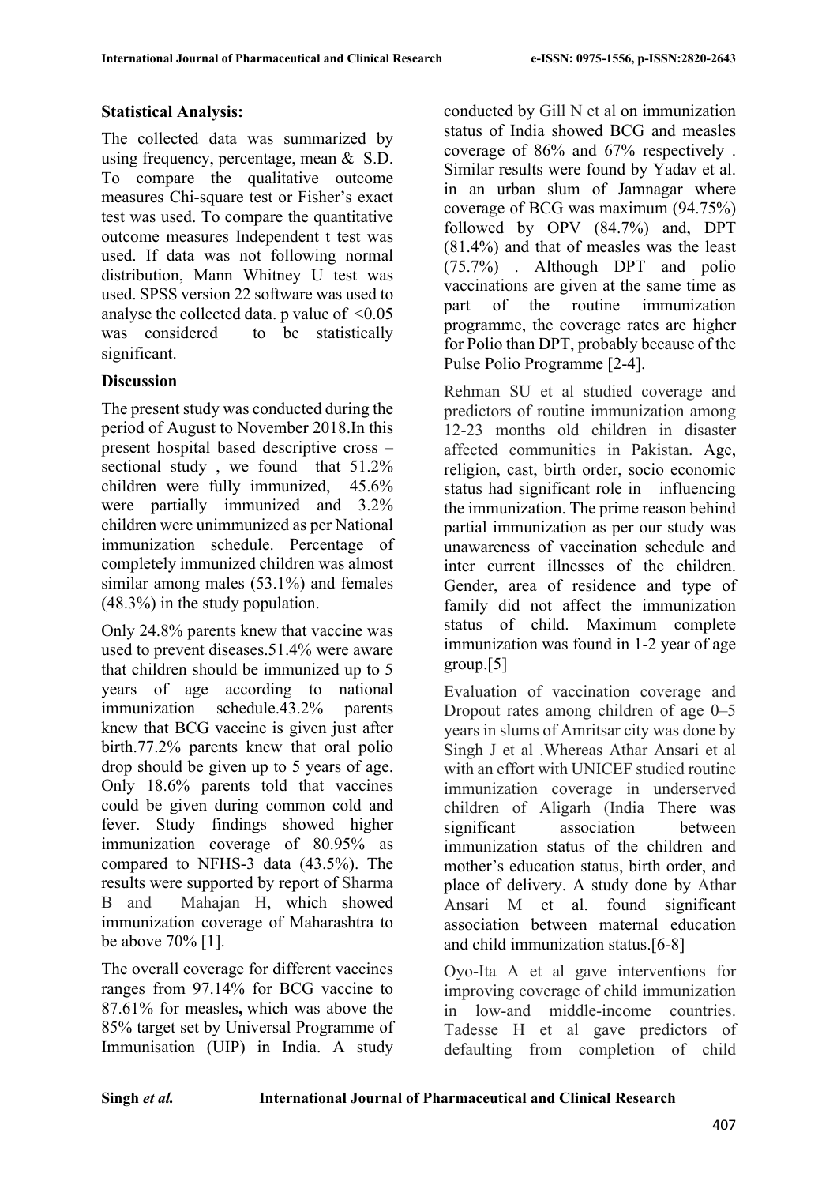**Statistical Analysis:**

The collected data was summarized by using frequency, percentage, mean & S.D. To compare the qualitative outcome measures Chi-square test or Fisher's exact test was used. To compare the quantitative outcome measures Independent t test was used. If data was not following normal distribution, Mann Whitney U test was used. SPSS version 22 software was used to analyse the collected data. p value of <0.05 was considered to be statistically significant.

**Discussion**

The present study was conducted during the period of August to November 2018.In this present hospital based descriptive cross – sectional study , we found that 51.2% children were fully immunized, 45.6% were partially immunized and 3.2% children were unimmunized as per National immunization schedule. Percentage of completely immunized children was almost similar among males (53.1%) and females (48.3%) in the study population.

Only 24.8% parents knew that vaccine was used to prevent diseases.51.4% were aware that children should be immunized up to 5 years of age according to national immunization schedule.43.2% parents knew that BCG vaccine is given just after birth.77.2% parents knew that oral polio drop should be given up to 5 years of age. Only 18.6% parents told that vaccines could be given during common cold and fever. Study findings showed higher immunization coverage of 80.95% as compared to NFHS-3 data (43.5%). The results were supported by report of Sharma B and Mahajan H, which showed immunization coverage of Maharashtra to be above 70% [1].

The overall coverage for different vaccines ranges from 97.14% for BCG vaccine to 87.61% for measles**,** which was above the 85% target set by Universal Programme of Immunisation (UIP) in India. A study conducted by Gill N et al on immunization status of India showed BCG and measles coverage of 86% and 67% respectively . Similar results were found by Yadav et al. in an urban slum of Jamnagar where coverage of BCG was maximum (94.75%) followed by OPV (84.7%) and, DPT (81.4%) and that of measles was the least (75.7%) . Although DPT and polio vaccinations are given at the same time as part of the routine immunization programme, the coverage rates are higher for Polio than DPT, probably because of the Pulse Polio Programme [2-4].

Rehman SU et al studied coverage and predictors of routine immunization among 12-23 months old children in disaster affected communities in Pakistan. Age, religion, cast, birth order, socio economic status had significant role in influencing the immunization. The prime reason behind partial immunization as per our study was unawareness of vaccination schedule and inter current illnesses of the children. Gender, area of residence and type of family did not affect the immunization status of child. Maximum complete immunization was found in 1-2 year of age group.[5]

Evaluation of vaccination coverage and Dropout rates among children of age 0–5 years in slums of Amritsar city was done by Singh J et al .Whereas Athar Ansari et al with an effort with UNICEF studied routine immunization coverage in underserved children of Aligarh (India There was significant association between immunization status of the children and mother's education status, birth order, and place of delivery. A study done by Athar Ansari M et al. found significant association between maternal education and child immunization status.[6-8]

Oyo-Ita A et al gave interventions for improving coverage of child immunization in low-and middle-income countries. Tadesse H et al gave predictors of defaulting from completion of child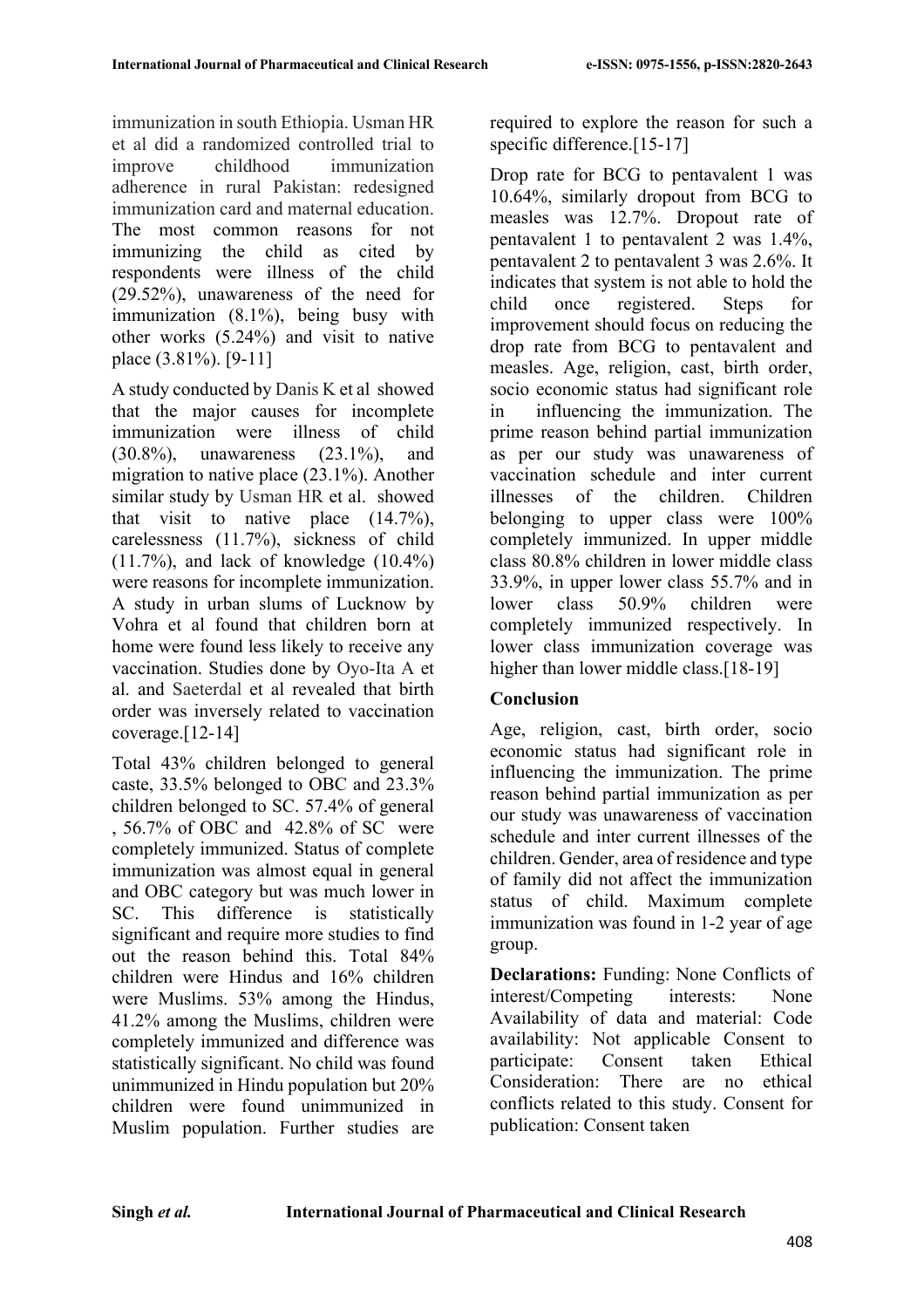immunization in south Ethiopia. Usman HR et al did a randomized controlled trial to improve childhood immunization adherence in rural Pakistan: redesigned immunization card and maternal education. The most common reasons for not immunizing the child as cited by respondents were illness of the child (29.52%), unawareness of the need for immunization (8.1%), being busy with other works (5.24%) and visit to native place (3.81%). [9-11]

A study conducted by Danis K et al showed that the major causes for incomplete immunization were illness of child (30.8%), unawareness (23.1%), and migration to native place (23.1%). Another similar study by Usman HR et al. showed that visit to native place (14.7%), carelessness (11.7%), sickness of child (11.7%), and lack of knowledge (10.4%) were reasons for incomplete immunization. A study in urban slums of Lucknow by Vohra et al found that children born at home were found less likely to receive any vaccination. Studies done by Oyo-Ita A et al. and Saeterdal et al revealed that birth order was inversely related to vaccination coverage.[12-14]

Total 43% children belonged to general caste, 33.5% belonged to OBC and 23.3% children belonged to SC. 57.4% of general , 56.7% of OBC and 42.8% of SC were completely immunized. Status of complete immunization was almost equal in general and OBC category but was much lower in SC. This difference is statistically significant and require more studies to find out the reason behind this. Total 84% children were Hindus and 16% children were Muslims. 53% among the Hindus, 41.2% among the Muslims, children were completely immunized and difference was statistically significant. No child was found unimmunized in Hindu population but 20% children were found unimmunized in Muslim population. Further studies are required to explore the reason for such a specific difference.[15-17]

Drop rate for BCG to pentavalent 1 was 10.64%, similarly dropout from BCG to measles was 12.7%. Dropout rate of pentavalent 1 to pentavalent 2 was 1.4%, pentavalent 2 to pentavalent 3 was 2.6%. It indicates that system is not able to hold the child once registered. Steps for improvement should focus on reducing the drop rate from BCG to pentavalent and measles. Age, religion, cast, birth order, socio economic status had significant role in influencing the immunization. The prime reason behind partial immunization as per our study was unawareness of vaccination schedule and inter current illnesses of the children. Children belonging to upper class were 100% completely immunized. In upper middle class 80.8% children in lower middle class 33.9%, in upper lower class 55.7% and in lower class 50.9% children were completely immunized respectively. In lower class immunization coverage was higher than lower middle class.[18-19]

## Conclusion

Age, religion, cast, birth order, socio economic status had significant role in influencing the immunization. The prime reason behind partial immunization as per our study was unawareness of vaccination schedule and inter current illnesses of the children. Gender, area of residence and type of family did not affect the immunization status of child. Maximum complete immunization was found in 1-2 year of age group.

**Declarations:** Funding: None Conflicts of interest/Competing interests: None Availability of data and material: Code availability: Not applicable Consent to participate: Consent taken Ethical Consideration: There are no ethical conflicts related to this study. Consent for publication: Consent taken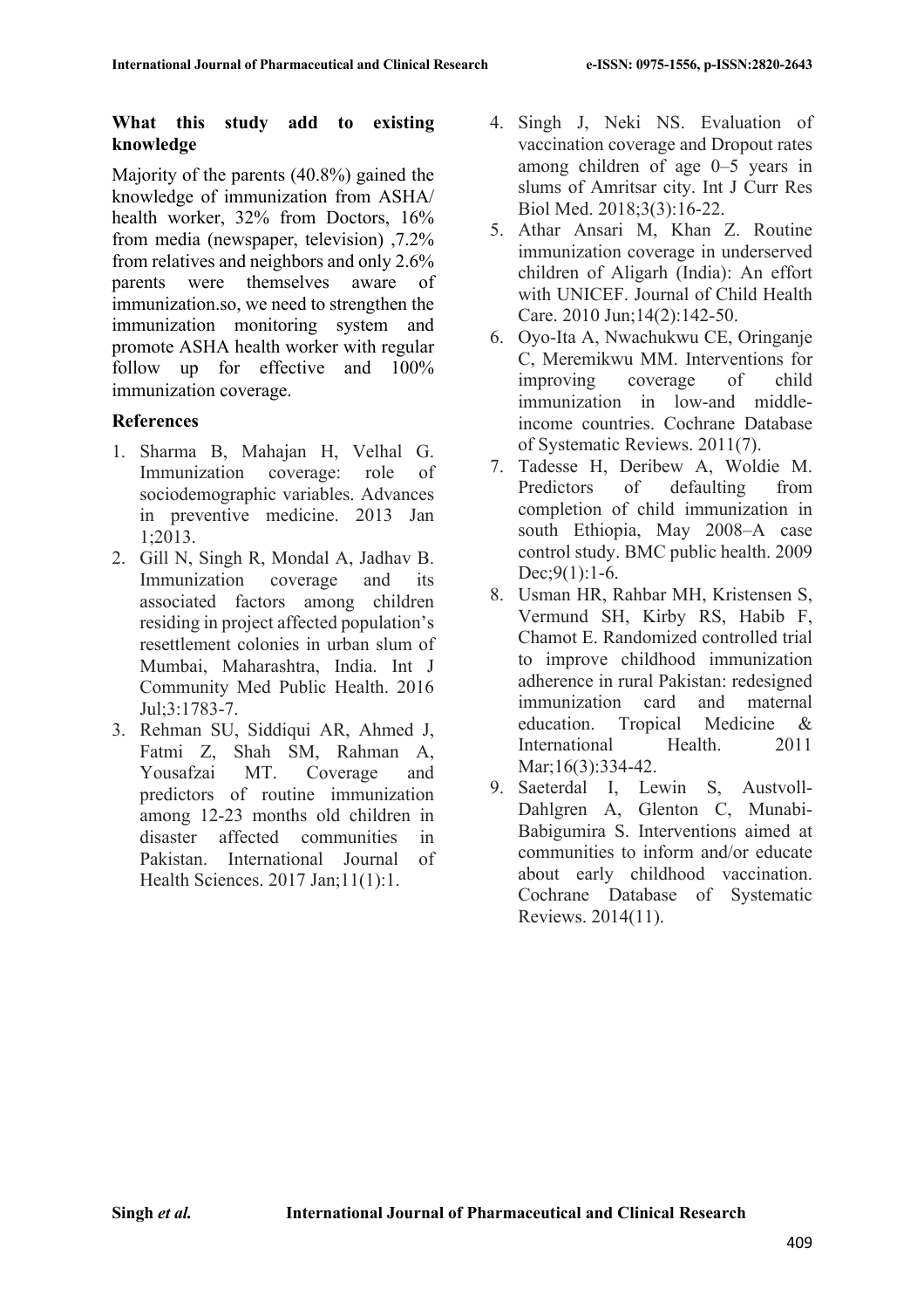### What this study add to existing knowledge

Majority of the parents (40.8%) gained the knowledge of immunization from ASHA/ health worker, 32% from Doctors, 16% from media (newspaper, television) ,7.2% from relatives and neighbors and only 2.6% parents were themselves aware of immunization.so, we need to strengthen the immunization monitoring system and promote ASHA health worker with regular follow up for effective and 100% immunization coverage.

### References

1. Sharma B, Mahajan H, Velhal G. Immunization coverage: role of sociodemographic variables. Advances in preventive medicine. 2013 Jan 1;2013.
2. Gill N, Singh R, Mondal A, Jadhav B. Immunization coverage and its associated factors among children residing in project affected population's resettlement colonies in urban slum of Mumbai, Maharashtra, India. Int J Community Med Public Health. 2016 Jul;3:1783-7.
3. Rehman SU, Siddiqui AR, Ahmed J, Fatmi Z, Shah SM, Rahman A, Yousafzai MT. Coverage and predictors of routine immunization among 12-23 months old children in disaster affected communities in Pakistan. International Journal of Health Sciences. 2017 Jan;11(1):1.
4. Singh J, Neki NS. Evaluation of vaccination coverage and Dropout rates among children of age 0–5 years in slums of Amritsar city. Int J Curr Res Biol Med. 2018;3(3):16-22.
5. Athar Ansari M, Khan Z. Routine immunization coverage in underserved children of Aligarh (India): An effort with UNICEF. Journal of Child Health Care. 2010 Jun;14(2):142-50.
6. Oyo-Ita A, Nwachukwu CE, Oringanje C, Meremikwu MM. Interventions for improving coverage of child immunization in low-and middle-income countries. Cochrane Database of Systematic Reviews. 2011(7).
7. Tadesse H, Deribew A, Woldie M. Predictors of defaulting from completion of child immunization in south Ethiopia, May 2008–A case control study. BMC public health. 2009 Dec;9(1):1-6.
8. Usman HR, Rahbar MH, Kristensen S, Vermund SH, Kirby RS, Habib F, Chamot E. Randomized controlled trial to improve childhood immunization adherence in rural Pakistan: redesigned immunization card and maternal education. Tropical Medicine & International Health. 2011 Mar;16(3):334-42.
9. Saeterdal I, Lewin S, Austvoll-Dahlgren A, Glenton C, Munabi-Babigumira S. Interventions aimed at communities to inform and/or educate about early childhood vaccination. Cochrane Database of Systematic Reviews. 2014(11).